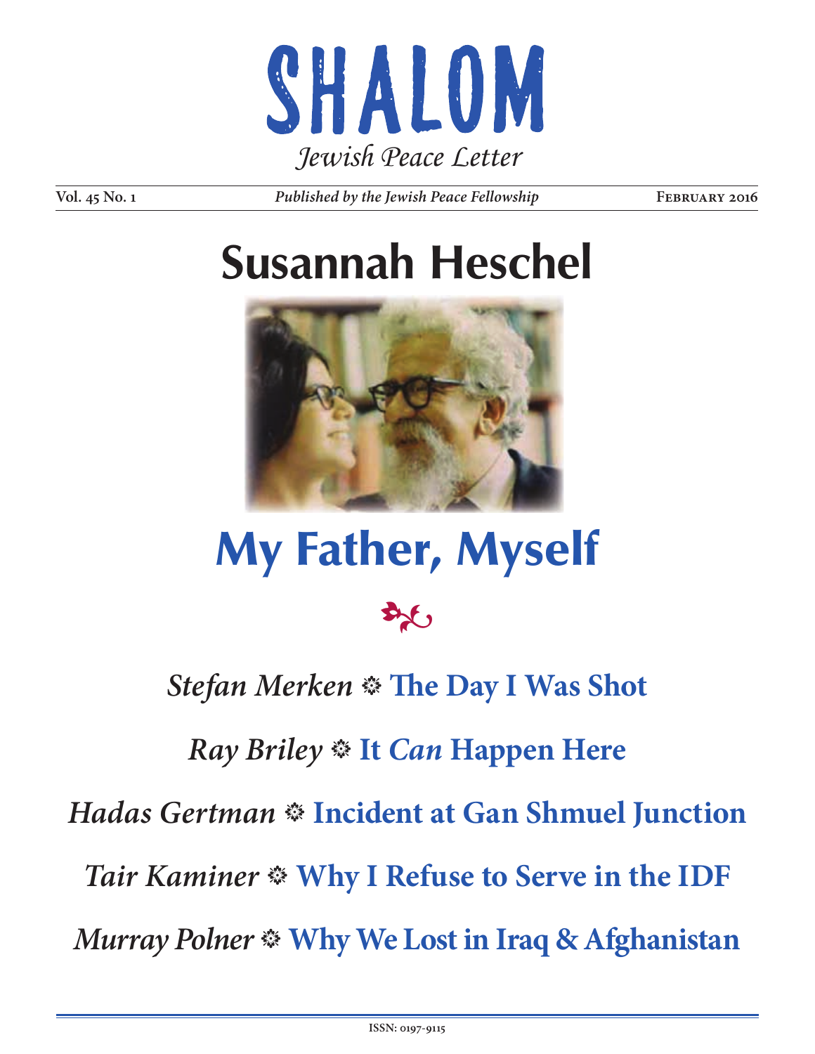# SHALOM

*Jewish Peace Letter*

**Vol. 45 No. 1** | *Published by the Jewish Peace Fellowship* | **February 2016**

# Susannah Heschel

# My Father, Myself

*Stefan Merken* ❁ **The Day I Was Shot**

*Ray Briley* ❁ **It *Can* Happen Here**

*Hadas Gertman* ❁ **Incident at Gan Shmuel Junction**

*Tair Kaminer* ❁ **Why I Refuse to Serve in the IDF**

*Murray Polner* ❁ **Why We Lost in Iraq & Afghanistan**

ISSN: 0197-9115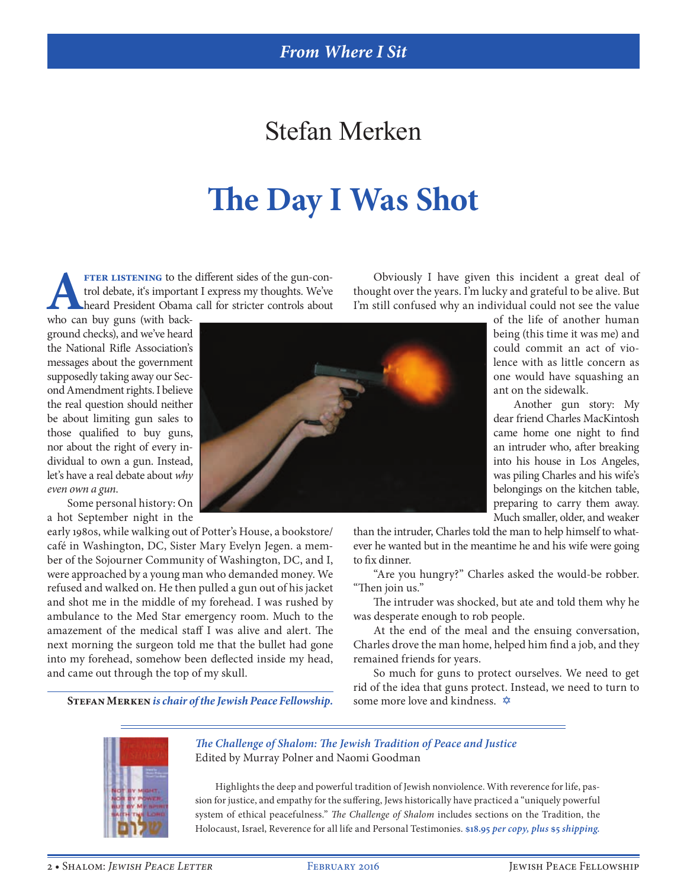*From Where I Sit*

# Stefan Merken

## The Day I Was Shot

**After listening** to the different sides of the gun-control debate, it's important I express my thoughts. We've heard President Obama call for stricter controls about who can buy guns (with background checks), and we've heard the National Rifle Association's messages about the government supposedly taking away our Second Amendment rights. I believe the real question should neither be about limiting gun sales to those qualified to buy guns, nor about the right of every individual to own a gun. Instead, let's have a real debate about *why even own a gun*.

Some personal history: On a hot September night in the early 1980s, while walking out of Potter's House, a bookstore/café in Washington, DC, Sister Mary Evelyn Jegen. a member of the Sojourner Community of Washington, DC, and I, were approached by a young man who demanded money. We refused and walked on. He then pulled a gun out of his jacket and shot me in the middle of my forehead. I was rushed by ambulance to the Med Star emergency room. Much to the amazement of the medical staff I was alive and alert. The next morning the surgeon told me that the bullet had gone into my forehead, somehow been deflected inside my head, and came out through the top of my skull.

Obviously I have given this incident a great deal of thought over the years. I'm lucky and grateful to be alive. But I'm still confused why an individual could not see the value of the life of another human being (this time it was me) and could commit an act of violence with as little concern as one would have squashing an ant on the sidewalk.

Another gun story: My dear friend Charles MacKintosh came home one night to find an intruder who, after breaking into his house in Los Angeles, was piling Charles and his wife's belongings on the kitchen table, preparing to carry them away. Much smaller, older, and weaker than the intruder, Charles told the man to help himself to whatever he wanted but in the meantime he and his wife were going to fix dinner.

"Are you hungry?" Charles asked the would-be robber. "Then join us."

The intruder was shocked, but ate and told them why he was desperate enough to rob people.

At the end of the meal and the ensuing conversation, Charles drove the man home, helped him find a job, and they remained friends for years.

So much for guns to protect ourselves. We need to get rid of the idea that guns protect. Instead, we need to turn to some more love and kindness. ✡

**Stefan Merken** *is chair of the Jewish Peace Fellowship.*

---

***The Challenge of Shalom: The Jewish Tradition of Peace and Justice***
Edited by Murray Polner and Naomi Goodman

Highlights the deep and powerful tradition of Jewish nonviolence. With reverence for life, passion for justice, and empathy for the suffering, Jews historically have practiced a "uniquely powerful system of ethical peacefulness." *The Challenge of Shalom* includes sections on the Tradition, the Holocaust, Israel, Reverence for all life and Personal Testimonies. **$18.95 *per copy, plus* $5 *shipping.***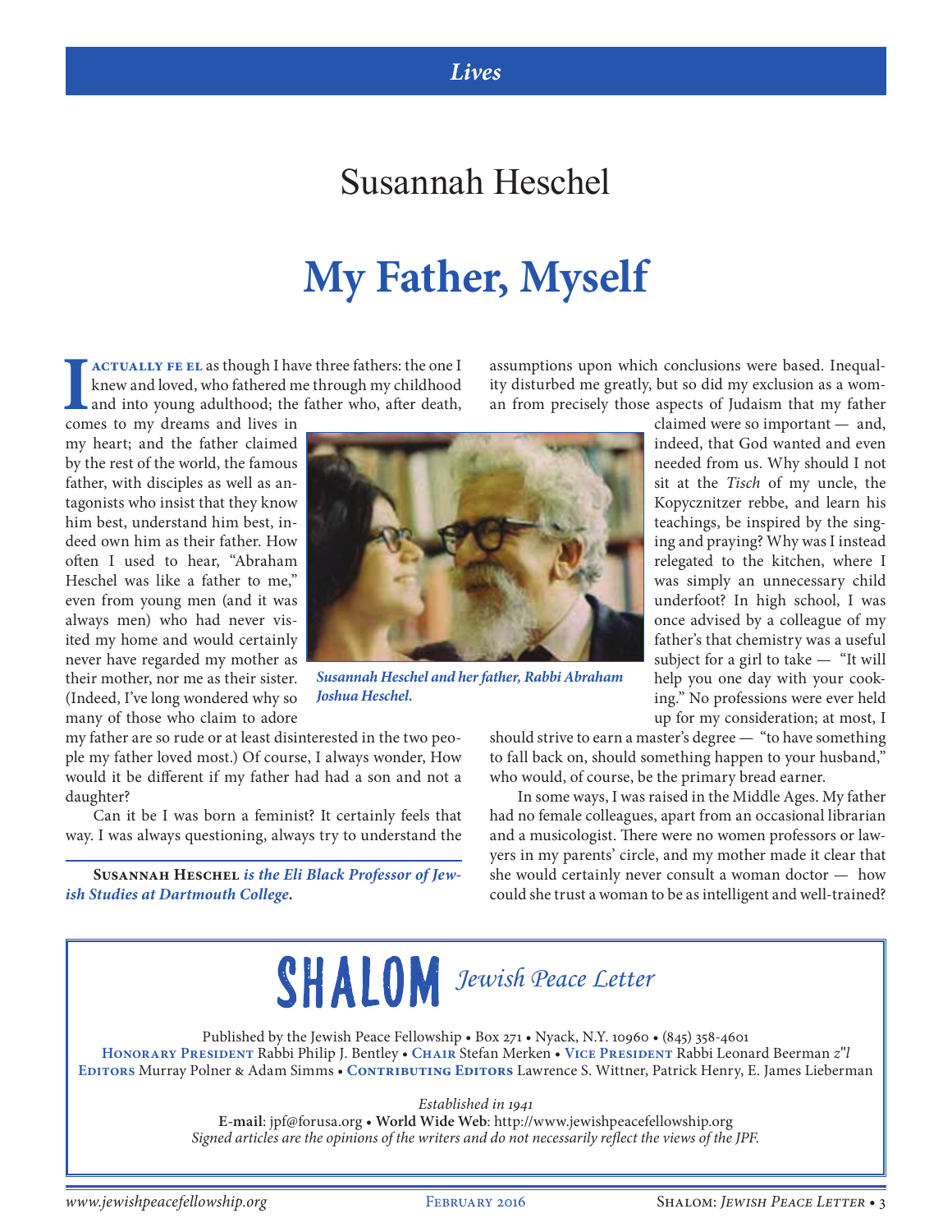*Lives*

## Susannah Heschel

# My Father, Myself

I actually feel as though I have three fathers: the one I knew and loved, who fathered me through my childhood and into young adulthood; the father who, after death, comes to my dreams and lives in my heart; and the father claimed by the rest of the world, the famous father, with disciples as well as antagonists who insist that they know him best, understand him best, indeed own him as their father. How often I used to hear, "Abraham Heschel was like a father to me," even from young men (and it was always men) who had never visited my home and would certainly never have regarded my mother as their mother, nor me as their sister. (Indeed, I've long wondered why so many of those who claim to adore my father are so rude or at least disinterested in the two people my father loved most.) Of course, I always wonder, How would it be different if my father had had a son and not a daughter?

*Susannah Heschel and her father, Rabbi Abraham Joshua Heschel.*

Can it be I was born a feminist? It certainly feels that way. I was always questioning, always try to understand the assumptions upon which conclusions were based. Inequality disturbed me greatly, but so did my exclusion as a woman from precisely those aspects of Judaism that my father claimed were so important — and, indeed, that God wanted and even needed from us. Why should I not sit at the *Tisch* of my uncle, the Kopycznitzer rebbe, and learn his teachings, be inspired by the singing and praying? Why was I instead relegated to the kitchen, where I was simply an unnecessary child underfoot? In high school, I was once advised by a colleague of my father's that chemistry was a useful subject for a girl to take — "It will help you one day with your cooking." No professions were ever held up for my consideration; at most, I should strive to earn a master's degree — "to have something to fall back on, should something happen to your husband," who would, of course, be the primary bread earner.

In some ways, I was raised in the Middle Ages. My father had no female colleagues, apart from an occasional librarian and a musicologist. There were no women professors or lawyers in my parents' circle, and my mother made it clear that she would certainly never consult a woman doctor — how could she trust a woman to be as intelligent and well-trained?

**Susannah Heschel** *is the Eli Black Professor of Jewish Studies at Dartmouth College.*

---

**SHALOM** *Jewish Peace Letter*

Published by the Jewish Peace Fellowship • Box 271 • Nyack, N.Y. 10960 • (845) 358-4601

**Honorary President** Rabbi Philip J. Bentley • **Chair** Stefan Merken • **Vice President** Rabbi Leonard Beerman *z"l*

**Editors** Murray Polner & Adam Simms • **Contributing Editors** Lawrence S. Wittner, Patrick Henry, E. James Lieberman

*Established in 1941*

**E-mail**: jpf@forusa.org • **World Wide Web**: http://www.jewishpeacefellowship.org

*Signed articles are the opinions of the writers and do not necessarily reflect the views of the JPF.*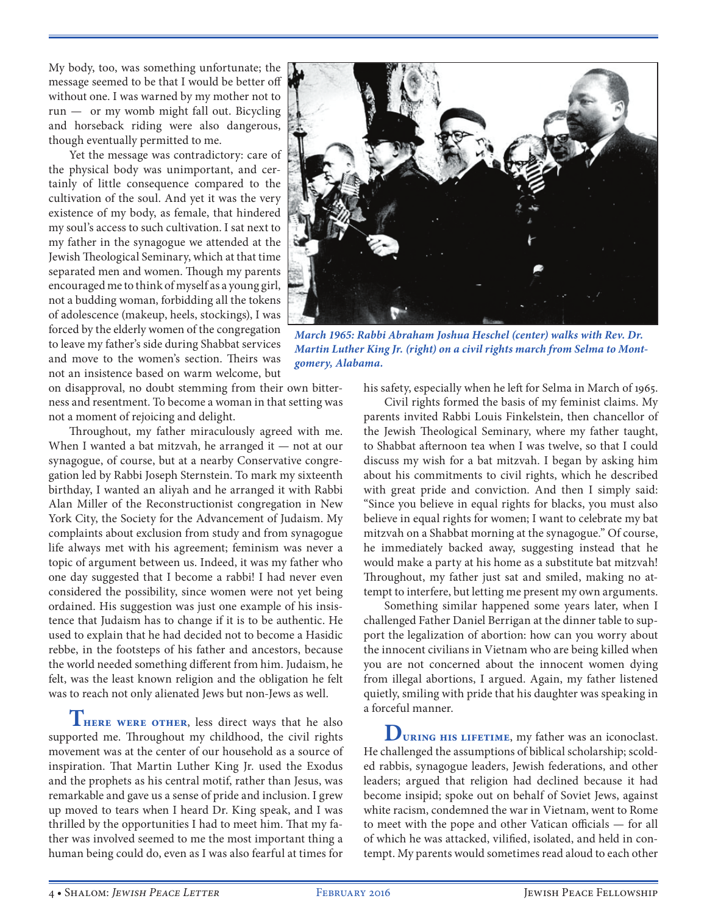My body, too, was something unfortunate; the message seemed to be that I would be better off without one. I was warned by my mother not to run — or my womb might fall out. Bicycling and horseback riding were also dangerous, though eventually permitted to me.

Yet the message was contradictory: care of the physical body was unimportant, and certainly of little consequence compared to the cultivation of the soul. And yet it was the very existence of my body, as female, that hindered my soul's access to such cultivation. I sat next to my father in the synagogue we attended at the Jewish Theological Seminary, which at that time separated men and women. Though my parents encouraged me to think of myself as a young girl, not a budding woman, forbidding all the tokens of adolescence (makeup, heels, stockings), I was forced by the elderly women of the congregation to leave my father's side during Shabbat services and move to the women's section. Theirs was not an insistence based on warm welcome, but on disapproval, no doubt stemming from their own bitterness and resentment. To become a woman in that setting was not a moment of rejoicing and delight.

*March 1965: Rabbi Abraham Joshua Heschel (center) walks with Rev. Dr. Martin Luther King Jr. (right) on a civil rights march from Selma to Montgomery, Alabama.*

Throughout, my father miraculously agreed with me. When I wanted a bat mitzvah, he arranged it — not at our synagogue, of course, but at a nearby Conservative congregation led by Rabbi Joseph Sternstein. To mark my sixteenth birthday, I wanted an aliyah and he arranged it with Rabbi Alan Miller of the Reconstructionist congregation in New York City, the Society for the Advancement of Judaism. My complaints about exclusion from study and from synagogue life always met with his agreement; feminism was never a topic of argument between us. Indeed, it was my father who one day suggested that I become a rabbi! I had never even considered the possibility, since women were not yet being ordained. His suggestion was just one example of his insistence that Judaism has to change if it is to be authentic. He used to explain that he had decided not to become a Hasidic rebbe, in the footsteps of his father and ancestors, because the world needed something different from him. Judaism, he felt, was the least known religion and the obligation he felt was to reach not only alienated Jews but non-Jews as well.

**There were other**, less direct ways that he also supported me. Throughout my childhood, the civil rights movement was at the center of our household as a source of inspiration. That Martin Luther King Jr. used the Exodus and the prophets as his central motif, rather than Jesus, was remarkable and gave us a sense of pride and inclusion. I grew up moved to tears when I heard Dr. King speak, and I was thrilled by the opportunities I had to meet him. That my father was involved seemed to me the most important thing a human being could do, even as I was also fearful at times for his safety, especially when he left for Selma in March of 1965.

Civil rights formed the basis of my feminist claims. My parents invited Rabbi Louis Finkelstein, then chancellor of the Jewish Theological Seminary, where my father taught, to Shabbat afternoon tea when I was twelve, so that I could discuss my wish for a bat mitzvah. I began by asking him about his commitments to civil rights, which he described with great pride and conviction. And then I simply said: "Since you believe in equal rights for blacks, you must also believe in equal rights for women; I want to celebrate my bat mitzvah on a Shabbat morning at the synagogue." Of course, he immediately backed away, suggesting instead that he would make a party at his home as a substitute bat mitzvah! Throughout, my father just sat and smiled, making no attempt to interfere, but letting me present my own arguments.

Something similar happened some years later, when I challenged Father Daniel Berrigan at the dinner table to support the legalization of abortion: how can you worry about the innocent civilians in Vietnam who are being killed when you are not concerned about the innocent women dying from illegal abortions, I argued. Again, my father listened quietly, smiling with pride that his daughter was speaking in a forceful manner.

**During his lifetime**, my father was an iconoclast. He challenged the assumptions of biblical scholarship; scolded rabbis, synagogue leaders, Jewish federations, and other leaders; argued that religion had declined because it had become insipid; spoke out on behalf of Soviet Jews, against white racism, condemned the war in Vietnam, went to Rome to meet with the pope and other Vatican officials — for all of which he was attacked, vilified, isolated, and held in contempt. My parents would sometimes read aloud to each other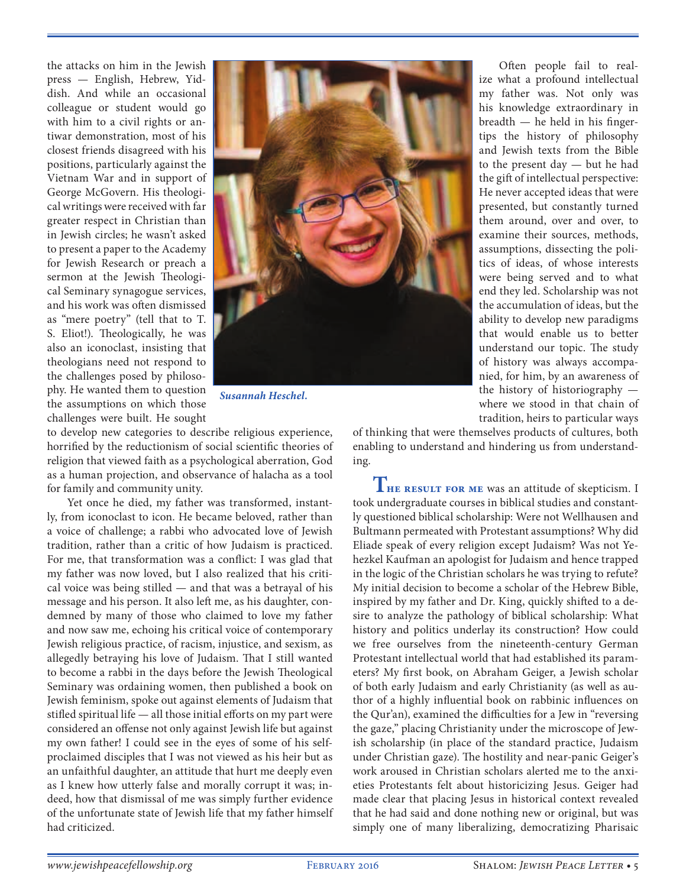the attacks on him in the Jewish press — English, Hebrew, Yiddish. And while an occasional colleague or student would go with him to a civil rights or antiwar demonstration, most of his closest friends disagreed with his positions, particularly against the Vietnam War and in support of George McGovern. His theological writings were received with far greater respect in Christian than in Jewish circles; he wasn't asked to present a paper to the Academy for Jewish Research or preach a sermon at the Jewish Theological Seminary synagogue services, and his work was often dismissed as "mere poetry" (tell that to T. S. Eliot!). Theologically, he was also an iconoclast, insisting that theologians need not respond to the challenges posed by philosophy. He wanted them to question the assumptions on which those challenges were built. He sought to develop new categories to describe religious experience, horrified by the reductionism of social scientific theories of religion that viewed faith as a psychological aberration, God as a human projection, and observance of halacha as a tool for family and community unity.

*Susannah Heschel.*

Yet once he died, my father was transformed, instantly, from iconoclast to icon. He became beloved, rather than a voice of challenge; a rabbi who advocated love of Jewish tradition, rather than a critic of how Judaism is practiced. For me, that transformation was a conflict: I was glad that my father was now loved, but I also realized that his critical voice was being stilled — and that was a betrayal of his message and his person. It also left me, as his daughter, condemned by many of those who claimed to love my father and now saw me, echoing his critical voice of contemporary Jewish religious practice, of racism, injustice, and sexism, as allegedly betraying his love of Judaism. That I still wanted to become a rabbi in the days before the Jewish Theological Seminary was ordaining women, then published a book on Jewish feminism, spoke out against elements of Judaism that stifled spiritual life — all those initial efforts on my part were considered an offense not only against Jewish life but against my own father! I could see in the eyes of some of his self-proclaimed disciples that I was not viewed as his heir but as an unfaithful daughter, an attitude that hurt me deeply even as I knew how utterly false and morally corrupt it was; indeed, how that dismissal of me was simply further evidence of the unfortunate state of Jewish life that my father himself had criticized.

Often people fail to realize what a profound intellectual my father was. Not only was his knowledge extraordinary in breadth — he held in his fingertips the history of philosophy and Jewish texts from the Bible to the present day — but he had the gift of intellectual perspective: He never accepted ideas that were presented, but constantly turned them around, over and over, to examine their sources, methods, assumptions, dissecting the politics of ideas, of whose interests were being served and to what end they led. Scholarship was not the accumulation of ideas, but the ability to develop new paradigms that would enable us to better understand our topic. The study of history was always accompanied, for him, by an awareness of the history of historiography — where we stood in that chain of tradition, heirs to particular ways of thinking that were themselves products of cultures, both enabling to understand and hindering us from understanding.

**The result for me** was an attitude of skepticism. I took undergraduate courses in biblical studies and constantly questioned biblical scholarship: Were not Wellhausen and Bultmann permeated with Protestant assumptions? Why did Eliade speak of every religion except Judaism? Was not Yehezkel Kaufman an apologist for Judaism and hence trapped in the logic of the Christian scholars he was trying to refute? My initial decision to become a scholar of the Hebrew Bible, inspired by my father and Dr. King, quickly shifted to a desire to analyze the pathology of biblical scholarship: What history and politics underlay its construction? How could we free ourselves from the nineteenth-century German Protestant intellectual world that had established its parameters? My first book, on Abraham Geiger, a Jewish scholar of both early Judaism and early Christianity (as well as author of a highly influential book on rabbinic influences on the Qur'an), examined the difficulties for a Jew in "reversing the gaze," placing Christianity under the microscope of Jewish scholarship (in place of the standard practice, Judaism under Christian gaze). The hostility and near-panic Geiger's work aroused in Christian scholars alerted me to the anxieties Protestants felt about historicizing Jesus. Geiger had made clear that placing Jesus in historical context revealed that he had said and done nothing new or original, but was simply one of many liberalizing, democratizing Pharisaic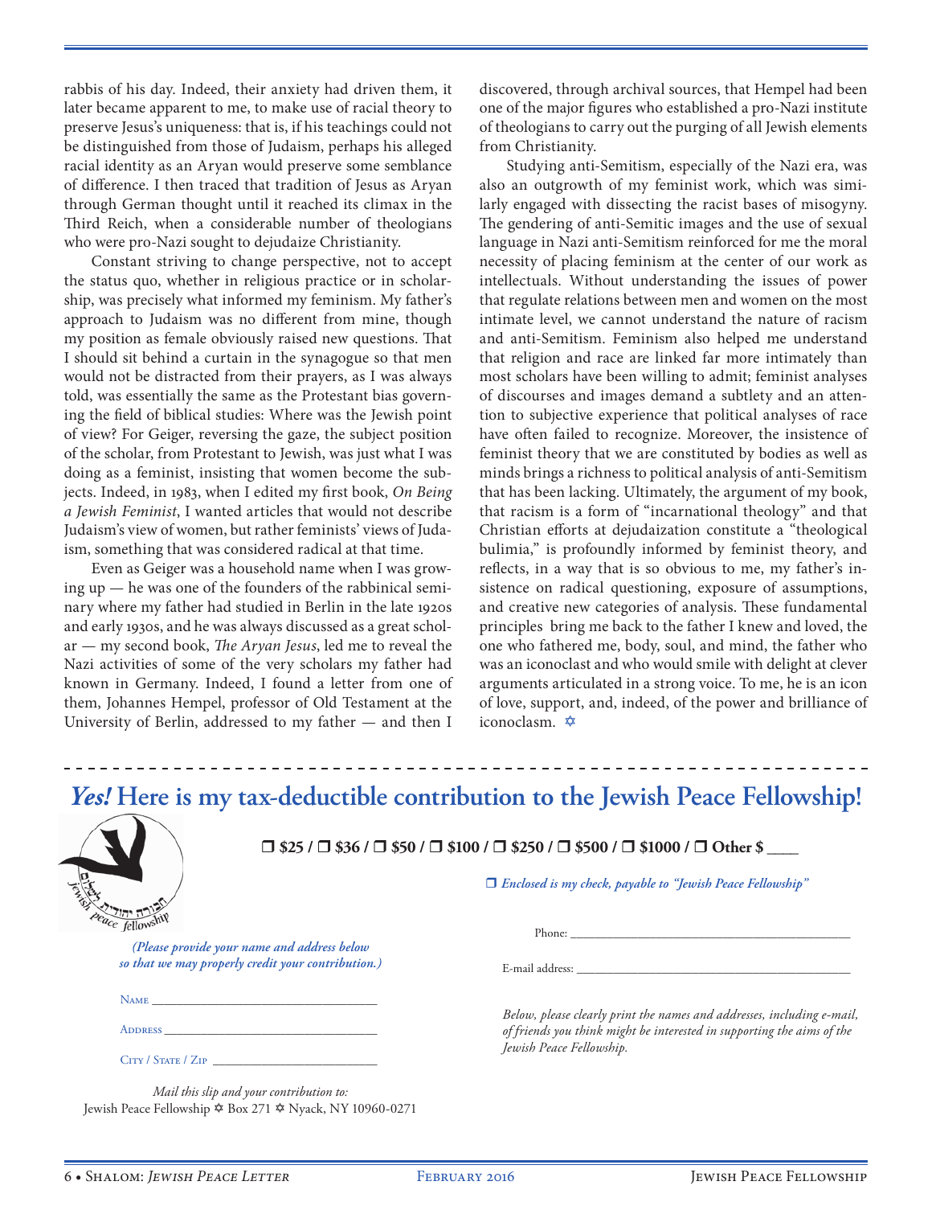rabbis of his day. Indeed, their anxiety had driven them, it later became apparent to me, to make use of racial theory to preserve Jesus's uniqueness: that is, if his teachings could not be distinguished from those of Judaism, perhaps his alleged racial identity as an Aryan would preserve some semblance of difference. I then traced that tradition of Jesus as Aryan through German thought until it reached its climax in the Third Reich, when a considerable number of theologians who were pro-Nazi sought to dejudaize Christianity.

Constant striving to change perspective, not to accept the status quo, whether in religious practice or in scholarship, was precisely what informed my feminism. My father's approach to Judaism was no different from mine, though my position as female obviously raised new questions. That I should sit behind a curtain in the synagogue so that men would not be distracted from their prayers, as I was always told, was essentially the same as the Protestant bias governing the field of biblical studies: Where was the Jewish point of view? For Geiger, reversing the gaze, the subject position of the scholar, from Protestant to Jewish, was just what I was doing as a feminist, insisting that women become the subjects. Indeed, in 1983, when I edited my first book, *On Being a Jewish Feminist*, I wanted articles that would not describe Judaism's view of women, but rather feminists' views of Judaism, something that was considered radical at that time.

Even as Geiger was a household name when I was growing up — he was one of the founders of the rabbinical seminary where my father had studied in Berlin in the late 1920s and early 1930s, and he was always discussed as a great scholar — my second book, *The Aryan Jesus*, led me to reveal the Nazi activities of some of the very scholars my father had known in Germany. Indeed, I found a letter from one of them, Johannes Hempel, professor of Old Testament at the University of Berlin, addressed to my father — and then I discovered, through archival sources, that Hempel had been one of the major figures who established a pro-Nazi institute of theologians to carry out the purging of all Jewish elements from Christianity.

Studying anti-Semitism, especially of the Nazi era, was also an outgrowth of my feminist work, which was similarly engaged with dissecting the racist bases of misogyny. The gendering of anti-Semitic images and the use of sexual language in Nazi anti-Semitism reinforced for me the moral necessity of placing feminism at the center of our work as intellectuals. Without understanding the issues of power that regulate relations between men and women on the most intimate level, we cannot understand the nature of racism and anti-Semitism. Feminism also helped me understand that religion and race are linked far more intimately than most scholars have been willing to admit; feminist analyses of discourses and images demand a subtlety and an attention to subjective experience that political analyses of race have often failed to recognize. Moreover, the insistence of feminist theory that we are constituted by bodies as well as minds brings a richness to political analysis of anti-Semitism that has been lacking. Ultimately, the argument of my book, that racism is a form of "incarnational theology" and that Christian efforts at dejudaization constitute a "theological bulimia," is profoundly informed by feminist theory, and reflects, in a way that is so obvious to me, my father's insistence on radical questioning, exposure of assumptions, and creative new categories of analysis. These fundamental principles bring me back to the father I knew and loved, the one who fathered me, body, soul, and mind, the father who was an iconoclast and who would smile with delight at clever arguments articulated in a strong voice. To me, he is an icon of love, support, and, indeed, of the power and brilliance of iconoclasm. ✡

---

## ***Yes!*** **Here is my tax-deductible contribution to the Jewish Peace Fellowship!**

**❒ $25 / ❒ $36 / ❒ $50 / ❒ $100 / ❒ $250 / ❒ $500 / ❒ $1000 / ❒ Other $ ____**

❒ *Enclosed is my check, payable to "Jewish Peace Fellowship"*

*(Please provide your name and address below so that we may properly credit your contribution.)*

Name ______________________________

Address ______________________________

City / State / Zip ______________________________

Phone: ______________________________

E-mail address: ______________________________

*Below, please clearly print the names and addresses, including e-mail, of friends you think might be interested in supporting the aims of the Jewish Peace Fellowship.*

*Mail this slip and your contribution to:*
Jewish Peace Fellowship ✡ Box 271 ✡ Nyack, NY 10960-0271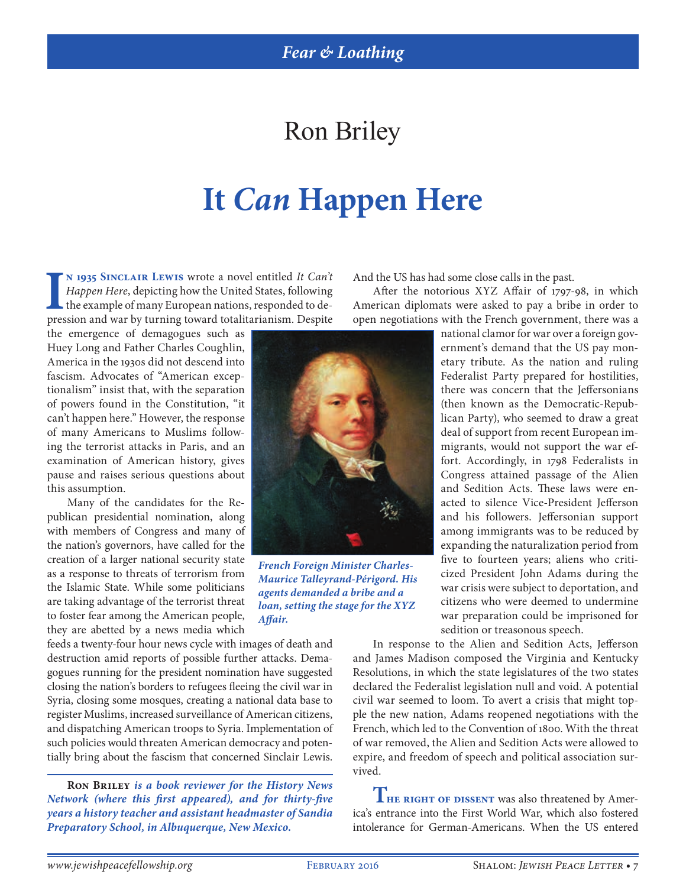*Fear & Loathing*

## Ron Briley

# It *Can* Happen Here

**In 1935 Sinclair Lewis** wrote a novel entitled *It Can't Happen Here*, depicting how the United States, following the example of many European nations, responded to depression and war by turning toward totalitarianism. Despite the emergence of demagogues such as Huey Long and Father Charles Coughlin, America in the 1930s did not descend into fascism. Advocates of "American exceptionalism" insist that, with the separation of powers found in the Constitution, "it can't happen here." However, the response of many Americans to Muslims following the terrorist attacks in Paris, and an examination of American history, gives pause and raises serious questions about this assumption.

Many of the candidates for the Republican presidential nomination, along with members of Congress and many of the nation's governors, have called for the creation of a larger national security state as a response to threats of terrorism from the Islamic State. While some politicians are taking advantage of the terrorist threat to foster fear among the American people, they are abetted by a news media which feeds a twenty-four hour news cycle with images of death and destruction amid reports of possible further attacks. Demagogues running for the president nomination have suggested closing the nation's borders to refugees fleeing the civil war in Syria, closing some mosques, creating a national data base to register Muslims, increased surveillance of American citizens, and dispatching American troops to Syria. Implementation of such policies would threaten American democracy and potentially bring about the fascism that concerned Sinclair Lewis.

*French Foreign Minister Charles-Maurice Talleyrand-Périgord. His agents demanded a bribe and a loan, setting the stage for the XYZ Affair.*

And the US has had some close calls in the past.

After the notorious XYZ Affair of 1797-98, in which American diplomats were asked to pay a bribe in order to open negotiations with the French government, there was a national clamor for war over a foreign government's demand that the US pay monetary tribute. As the nation and ruling Federalist Party prepared for hostilities, there was concern that the Jeffersonians (then known as the Democratic-Republican Party), who seemed to draw a great deal of support from recent European immigrants, would not support the war effort. Accordingly, in 1798 Federalists in Congress attained passage of the Alien and Sedition Acts. These laws were enacted to silence Vice-President Jefferson and his followers. Jeffersonian support among immigrants was to be reduced by expanding the naturalization period from five to fourteen years; aliens who criticized President John Adams during the war crisis were subject to deportation, and citizens who were deemed to undermine war preparation could be imprisoned for sedition or treasonous speech.

In response to the Alien and Sedition Acts, Jefferson and James Madison composed the Virginia and Kentucky Resolutions, in which the state legislatures of the two states declared the Federalist legislation null and void. A potential civil war seemed to loom. To avert a crisis that might topple the new nation, Adams reopened negotiations with the French, which led to the Convention of 1800. With the threat of war removed, the Alien and Sedition Acts were allowed to expire, and freedom of speech and political association survived.

**The right of dissent** was also threatened by America's entrance into the First World War, which also fostered intolerance for German-Americans. When the US entered

---

**Ron Briley** *is a book reviewer for the History News Network (where this first appeared), and for thirty-five years a history teacher and assistant headmaster of Sandia Preparatory School, in Albuquerque, New Mexico.*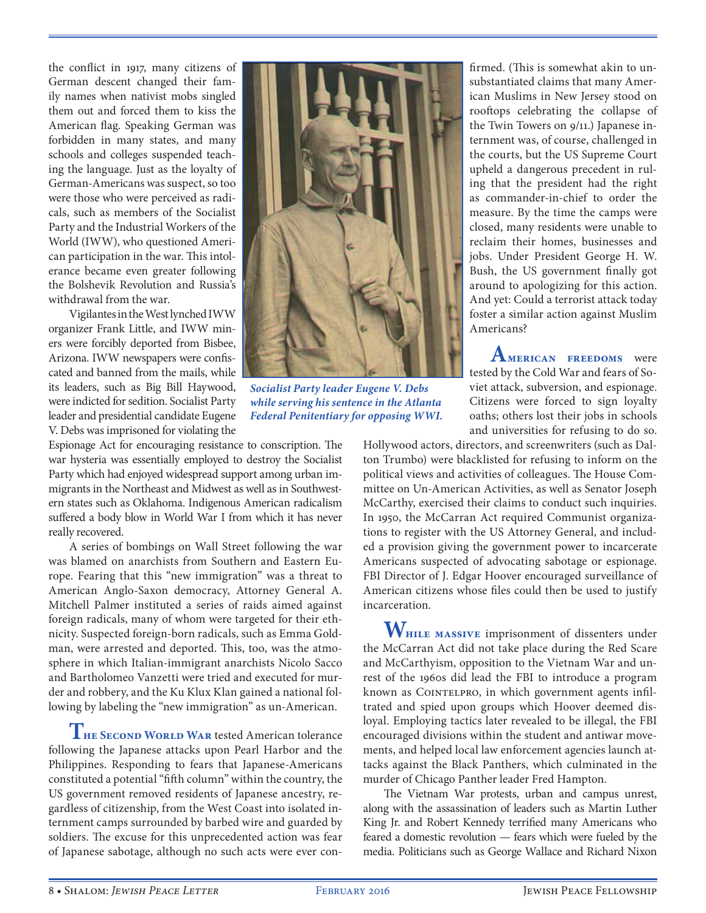the conflict in 1917, many citizens of German descent changed their family names when nativist mobs singled them out and forced them to kiss the American flag. Speaking German was forbidden in many states, and many schools and colleges suspended teaching the language. Just as the loyalty of German-Americans was suspect, so too were those who were perceived as radicals, such as members of the Socialist Party and the Industrial Workers of the World (IWW), who questioned American participation in the war. This intolerance became even greater following the Bolshevik Revolution and Russia's withdrawal from the war.

Vigilantes in the West lynched IWW organizer Frank Little, and IWW miners were forcibly deported from Bisbee, Arizona. IWW newspapers were confiscated and banned from the mails, while its leaders, such as Big Bill Haywood, were indicted for sedition. Socialist Party leader and presidential candidate Eugene V. Debs was imprisoned for violating the Espionage Act for encouraging resistance to conscription. The war hysteria was essentially employed to destroy the Socialist Party which had enjoyed widespread support among urban immigrants in the Northeast and Midwest as well as in Southwestern states such as Oklahoma. Indigenous American radicalism suffered a body blow in World War I from which it has never really recovered.

*Socialist Party leader Eugene V. Debs while serving his sentence in the Atlanta Federal Penitentiary for opposing WWI.*

A series of bombings on Wall Street following the war was blamed on anarchists from Southern and Eastern Europe. Fearing that this "new immigration" was a threat to American Anglo-Saxon democracy, Attorney General A. Mitchell Palmer instituted a series of raids aimed against foreign radicals, many of whom were targeted for their ethnicity. Suspected foreign-born radicals, such as Emma Goldman, were arrested and deported. This, too, was the atmosphere in which Italian-immigrant anarchists Nicolo Sacco and Bartholomeo Vanzetti were tried and executed for murder and robbery, and the Ku Klux Klan gained a national following by labeling the "new immigration" as un-American.

**The Second World War** tested American tolerance following the Japanese attacks upon Pearl Harbor and the Philippines. Responding to fears that Japanese-Americans constituted a potential "fifth column" within the country, the US government removed residents of Japanese ancestry, regardless of citizenship, from the West Coast into isolated internment camps surrounded by barbed wire and guarded by soldiers. The excuse for this unprecedented action was fear of Japanese sabotage, although no such acts were ever confirmed. (This is somewhat akin to unsubstantiated claims that many American Muslims in New Jersey stood on rooftops celebrating the collapse of the Twin Towers on 9/11.) Japanese internment was, of course, challenged in the courts, but the US Supreme Court upheld a dangerous precedent in ruling that the president had the right as commander-in-chief to order the measure. By the time the camps were closed, many residents were unable to reclaim their homes, businesses and jobs. Under President George H. W. Bush, the US government finally got around to apologizing for this action. And yet: Could a terrorist attack today foster a similar action against Muslim Americans?

**American freedoms** were tested by the Cold War and fears of Soviet attack, subversion, and espionage. Citizens were forced to sign loyalty oaths; others lost their jobs in schools and universities for refusing to do so. Hollywood actors, directors, and screenwriters (such as Dalton Trumbo) were blacklisted for refusing to inform on the political views and activities of colleagues. The House Committee on Un-American Activities, as well as Senator Joseph McCarthy, exercised their claims to conduct such inquiries. In 1950, the McCarran Act required Communist organizations to register with the US Attorney General, and included a provision giving the government power to incarcerate Americans suspected of advocating sabotage or espionage. FBI Director of J. Edgar Hoover encouraged surveillance of American citizens whose files could then be used to justify incarceration.

**While massive** imprisonment of dissenters under the McCarran Act did not take place during the Red Scare and McCarthyism, opposition to the Vietnam War and unrest of the 1960s did lead the FBI to introduce a program known as Cointelpro, in which government agents infiltrated and spied upon groups which Hoover deemed disloyal. Employing tactics later revealed to be illegal, the FBI encouraged divisions within the student and antiwar movements, and helped local law enforcement agencies launch attacks against the Black Panthers, which culminated in the murder of Chicago Panther leader Fred Hampton.

The Vietnam War protests, urban and campus unrest, along with the assassination of leaders such as Martin Luther King Jr. and Robert Kennedy terrified many Americans who feared a domestic revolution — fears which were fueled by the media. Politicians such as George Wallace and Richard Nixon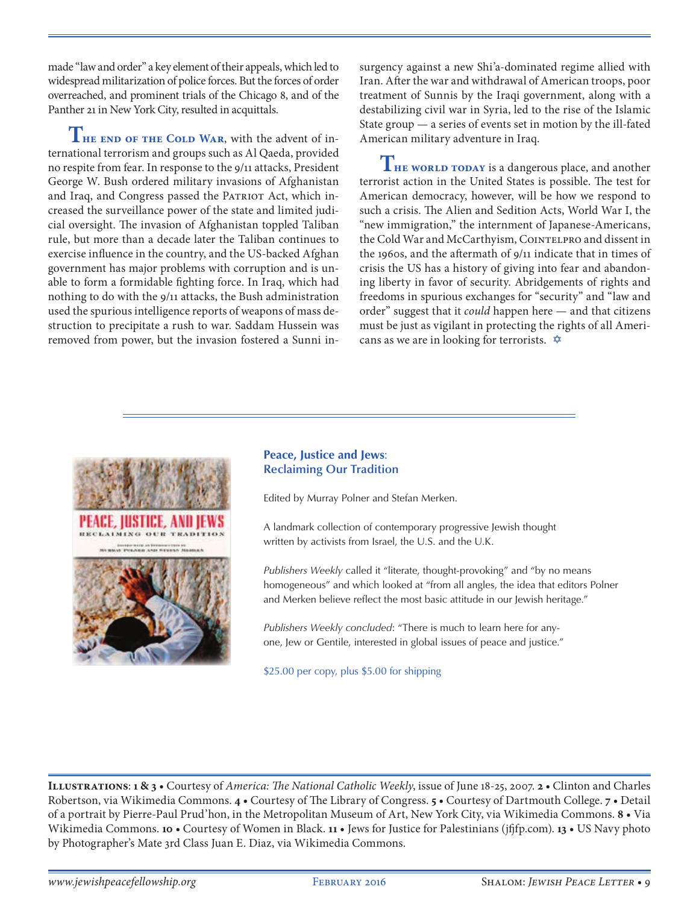made "law and order" a key element of their appeals, which led to widespread militarization of police forces. But the forces of order overreached, and prominent trials of the Chicago 8, and of the Panther 21 in New York City, resulted in acquittals.

**The end of the Cold War**, with the advent of international terrorism and groups such as Al Qaeda, provided no respite from fear. In response to the 9/11 attacks, President George W. Bush ordered military invasions of Afghanistan and Iraq, and Congress passed the Patriot Act, which increased the surveillance power of the state and limited judicial oversight. The invasion of Afghanistan toppled Taliban rule, but more than a decade later the Taliban continues to exercise influence in the country, and the US-backed Afghan government has major problems with corruption and is unable to form a formidable fighting force. In Iraq, which had nothing to do with the 9/11 attacks, the Bush administration used the spurious intelligence reports of weapons of mass destruction to precipitate a rush to war. Saddam Hussein was removed from power, but the invasion fostered a Sunni insurgency against a new Shi'a-dominated regime allied with Iran. After the war and withdrawal of American troops, poor treatment of Sunnis by the Iraqi government, along with a destabilizing civil war in Syria, led to the rise of the Islamic State group — a series of events set in motion by the ill-fated American military adventure in Iraq.

**The world today** is a dangerous place, and another terrorist action in the United States is possible. The test for American democracy, however, will be how we respond to such a crisis. The Alien and Sedition Acts, World War I, the "new immigration," the internment of Japanese-Americans, the Cold War and McCarthyism, Cointelpro and dissent in the 1960s, and the aftermath of 9/11 indicate that in times of crisis the US has a history of giving into fear and abandoning liberty in favor of security. Abridgements of rights and freedoms in spurious exchanges for "security" and "law and order" suggest that it *could* happen here — and that citizens must be just as vigilant in protecting the rights of all Americans as we are in looking for terrorists. ✡

---

**Peace, Justice and Jews: Reclaiming Our Tradition**

Edited by Murray Polner and Stefan Merken.

A landmark collection of contemporary progressive Jewish thought written by activists from Israel, the U.S. and the U.K.

*Publishers Weekly* called it "literate, thought-provoking" and "by no means homogeneous" and which looked at "from all angles, the idea that editors Polner and Merken believe reflect the most basic attitude in our Jewish heritage."

*Publishers Weekly concluded*: "There is much to learn here for anyone, Jew or Gentile, interested in global issues of peace and justice."

$25.00 per copy, plus $5.00 for shipping

---

**Illustrations**: **1 & 3** • Courtesy of *America: The National Catholic Weekly*, issue of June 18-25, 2007. **2** • Clinton and Charles Robertson, via Wikimedia Commons. **4** • Courtesy of The Library of Congress. **5** • Courtesy of Dartmouth College. **7** • Detail of a portrait by Pierre-Paul Prud'hon, in the Metropolitan Museum of Art, New York City, via Wikimedia Commons. **8** • Via Wikimedia Commons. **10** • Courtesy of Women in Black. **11** • Jews for Justice for Palestinians (jfjfp.com). **13** • US Navy photo by Photographer's Mate 3rd Class Juan E. Diaz, via Wikimedia Commons.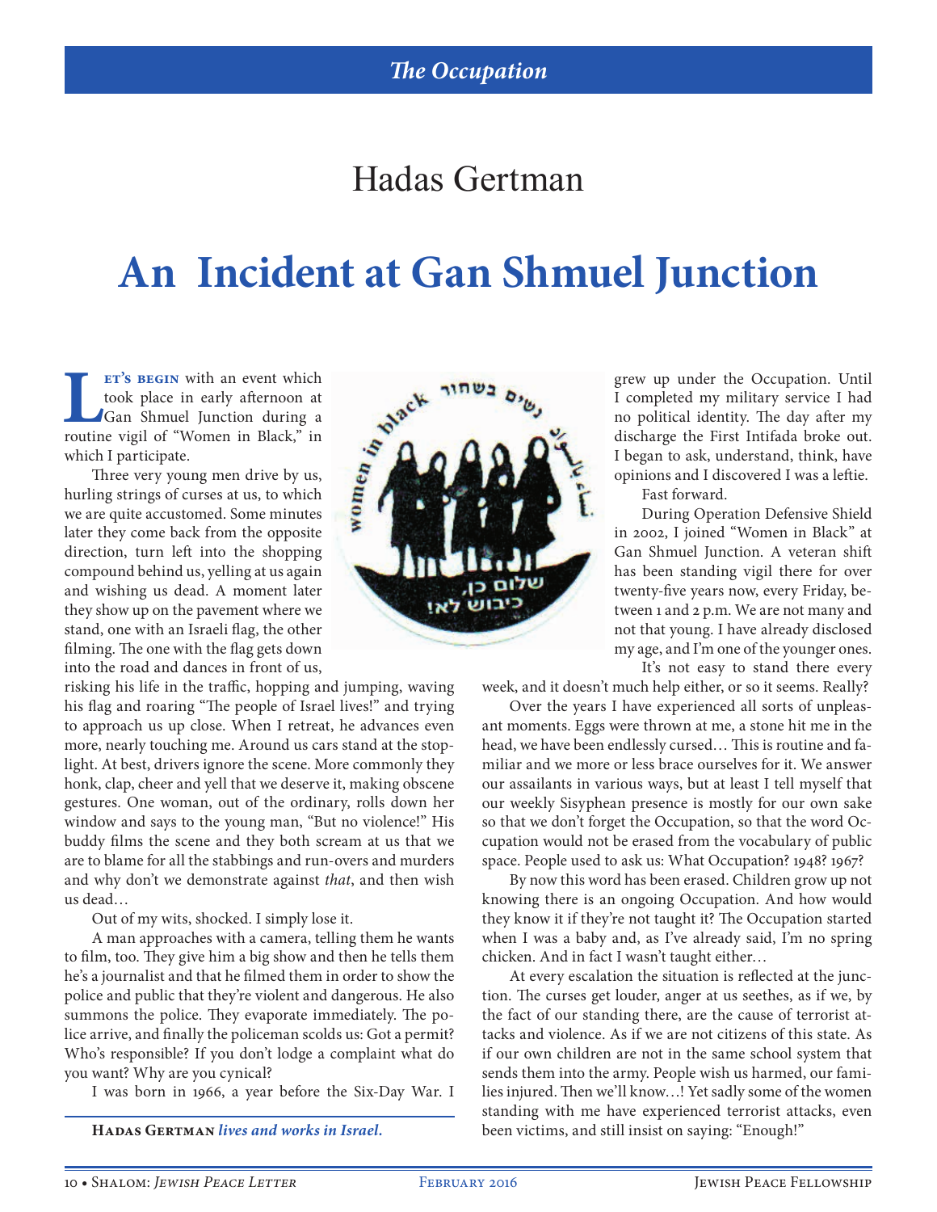*The Occupation*

# Hadas Gertman

# An Incident at Gan Shmuel Junction

**Let's begin** with an event which took place in early afternoon at Gan Shmuel Junction during a routine vigil of "Women in Black," in which I participate.

Three very young men drive by us, hurling strings of curses at us, to which we are quite accustomed. Some minutes later they come back from the opposite direction, turn left into the shopping compound behind us, yelling at us again and wishing us dead. A moment later they show up on the pavement where we stand, one with an Israeli flag, the other filming. The one with the flag gets down into the road and dances in front of us, risking his life in the traffic, hopping and jumping, waving his flag and roaring "The people of Israel lives!" and trying to approach us up close. When I retreat, he advances even more, nearly touching me. Around us cars stand at the stoplight. At best, drivers ignore the scene. More commonly they honk, clap, cheer and yell that we deserve it, making obscene gestures. One woman, out of the ordinary, rolls down her window and says to the young man, "But no violence!" His buddy films the scene and they both scream at us that we are to blame for all the stabbings and run-overs and murders and why don't we demonstrate against *that*, and then wish us dead…

Out of my wits, shocked. I simply lose it.

A man approaches with a camera, telling them he wants to film, too. They give him a big show and then he tells them he's a journalist and that he filmed them in order to show the police and public that they're violent and dangerous. He also summons the police. They evaporate immediately. The police arrive, and finally the policeman scolds us: Got a permit? Who's responsible? If you don't lodge a complaint what do you want? Why are you cynical?

I was born in 1966, a year before the Six-Day War. I grew up under the Occupation. Until I completed my military service I had no political identity. The day after my discharge the First Intifada broke out. I began to ask, understand, think, have opinions and I discovered I was a leftie.

Fast forward.

During Operation Defensive Shield in 2002, I joined "Women in Black" at Gan Shmuel Junction. A veteran shift has been standing vigil there for over twenty-five years now, every Friday, between 1 and 2 p.m. We are not many and not that young. I have already disclosed my age, and I'm one of the younger ones.

It's not easy to stand there every week, and it doesn't much help either, or so it seems. Really?

Over the years I have experienced all sorts of unpleasant moments. Eggs were thrown at me, a stone hit me in the head, we have been endlessly cursed… This is routine and familiar and we more or less brace ourselves for it. We answer our assailants in various ways, but at least I tell myself that our weekly Sisyphean presence is mostly for our own sake so that we don't forget the Occupation, so that the word Occupation would not be erased from the vocabulary of public space. People used to ask us: What Occupation? 1948? 1967?

By now this word has been erased. Children grow up not knowing there is an ongoing Occupation. And how would they know it if they're not taught it? The Occupation started when I was a baby and, as I've already said, I'm no spring chicken. And in fact I wasn't taught either…

At every escalation the situation is reflected at the junction. The curses get louder, anger at us seethes, as if we, by the fact of our standing there, are the cause of terrorist attacks and violence. As if we are not citizens of this state. As if our own children are not in the same school system that sends them into the army. People wish us harmed, our families injured. Then we'll know…! Yet sadly some of the women standing with me have experienced terrorist attacks, even been victims, and still insist on saying: "Enough!"

---

**Hadas Gertman** *lives and works in Israel.*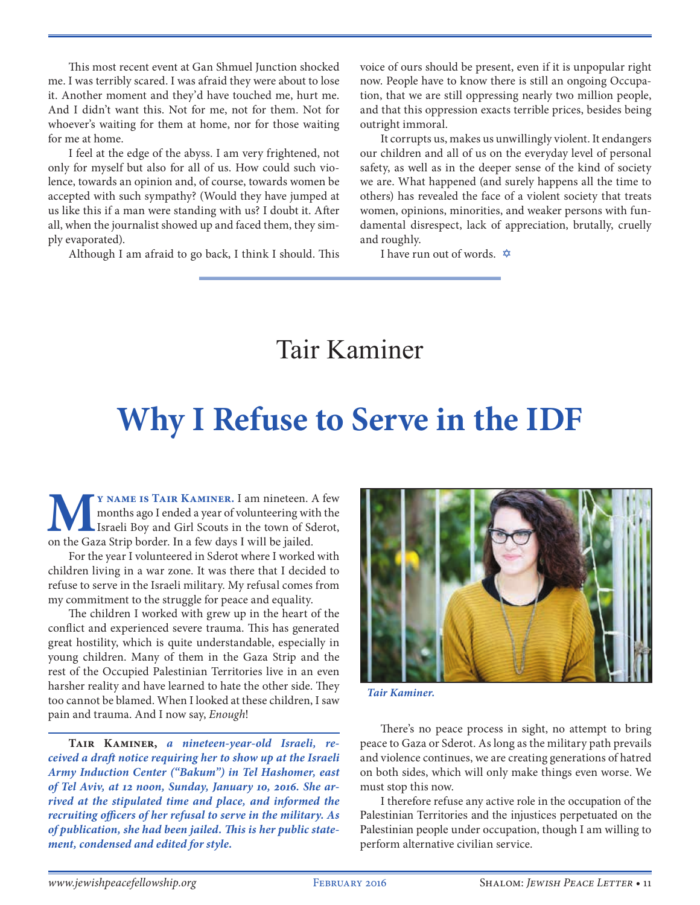This most recent event at Gan Shmuel Junction shocked me. I was terribly scared. I was afraid they were about to lose it. Another moment and they'd have touched me, hurt me. And I didn't want this. Not for me, not for them. Not for whoever's waiting for them at home, nor for those waiting for me at home.

I feel at the edge of the abyss. I am very frightened, not only for myself but also for all of us. How could such violence, towards an opinion and, of course, towards women be accepted with such sympathy? (Would they have jumped at us like this if a man were standing with us? I doubt it. After all, when the journalist showed up and faced them, they simply evaporated).

Although I am afraid to go back, I think I should. This voice of ours should be present, even if it is unpopular right now. People have to know there is still an ongoing Occupation, that we are still oppressing nearly two million people, and that this oppression exacts terrible prices, besides being outright immoral.

It corrupts us, makes us unwillingly violent. It endangers our children and all of us on the everyday level of personal safety, as well as in the deeper sense of the kind of society we are. What happened (and surely happens all the time to others) has revealed the face of a violent society that treats women, opinions, minorities, and weaker persons with fundamental disrespect, lack of appreciation, brutally, cruelly and roughly.

I have run out of words. ✡

---

## Tair Kaminer

# Why I Refuse to Serve in the IDF

**My name is Tair Kaminer.** I am nineteen. A few months ago I ended a year of volunteering with the Israeli Boy and Girl Scouts in the town of Sderot, on the Gaza Strip border. In a few days I will be jailed.

For the year I volunteered in Sderot where I worked with children living in a war zone. It was there that I decided to refuse to serve in the Israeli military. My refusal comes from my commitment to the struggle for peace and equality.

The children I worked with grew up in the heart of the conflict and experienced severe trauma. This has generated great hostility, which is quite understandable, especially in young children. Many of them in the Gaza Strip and the rest of the Occupied Palestinian Territories live in an even harsher reality and have learned to hate the other side. They too cannot be blamed. When I looked at these children, I saw pain and trauma. And I now say, *Enough*!

**Tair Kaminer,** ***a nineteen-year-old Israeli, received a draft notice requiring her to show up at the Israeli Army Induction Center ("Bakum") in Tel Hashomer, east of Tel Aviv, at 12 noon, Sunday, January 10, 2016. She arrived at the stipulated time and place, and informed the recruiting officers of her refusal to serve in the military. As of publication, she had been jailed. This is her public statement, condensed and edited for style.***

*Tair Kaminer.*

There's no peace process in sight, no attempt to bring peace to Gaza or Sderot. As long as the military path prevails and violence continues, we are creating generations of hatred on both sides, which will only make things even worse. We must stop this now.

I therefore refuse any active role in the occupation of the Palestinian Territories and the injustices perpetuated on the Palestinian people under occupation, though I am willing to perform alternative civilian service.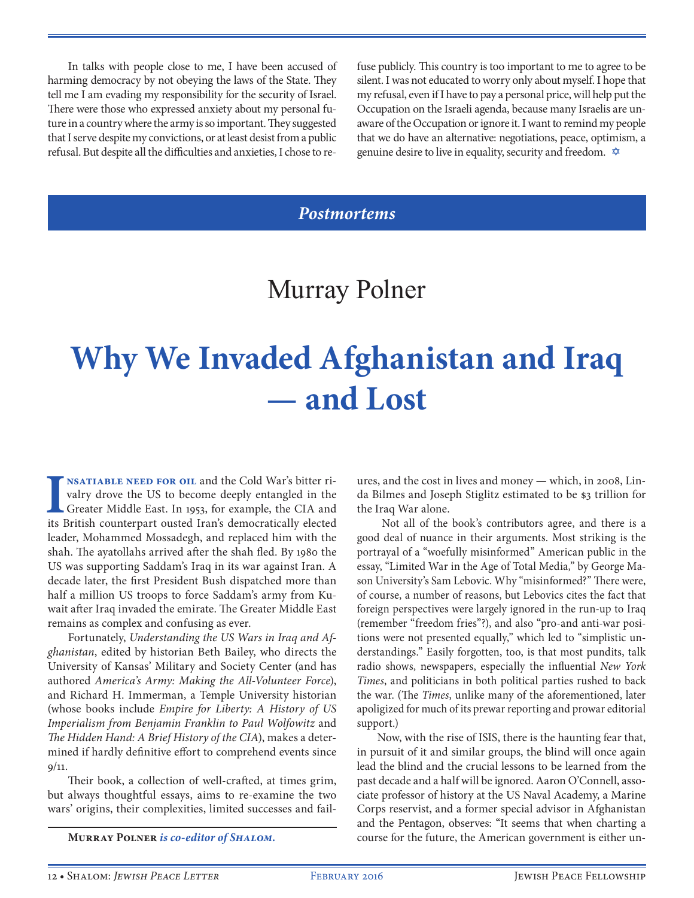In talks with people close to me, I have been accused of harming democracy by not obeying the laws of the State. They tell me I am evading my responsibility for the security of Israel. There were those who expressed anxiety about my personal future in a country where the army is so important. They suggested that I serve despite my convictions, or at least desist from a public refusal. But despite all the difficulties and anxieties, I chose to refuse publicly. This country is too important to me to agree to be silent. I was not educated to worry only about myself. I hope that my refusal, even if I have to pay a personal price, will help put the Occupation on the Israeli agenda, because many Israelis are unaware of the Occupation or ignore it. I want to remind my people that we do have an alternative: negotiations, peace, optimism, a genuine desire to live in equality, security and freedom. ✡

## *Postmortems*

### Murray Polner

# Why We Invaded Afghanistan and Iraq — and Lost

**Insatiable need for oil** and the Cold War's bitter rivalry drove the US to become deeply entangled in the Greater Middle East. In 1953, for example, the CIA and its British counterpart ousted Iran's democratically elected leader, Mohammed Mossadegh, and replaced him with the shah. The ayatollahs arrived after the shah fled. By 1980 the US was supporting Saddam's Iraq in its war against Iran. A decade later, the first President Bush dispatched more than half a million US troops to force Saddam's army from Kuwait after Iraq invaded the emirate. The Greater Middle East remains as complex and confusing as ever.

Fortunately, *Understanding the US Wars in Iraq and Afghanistan*, edited by historian Beth Bailey, who directs the University of Kansas' Military and Society Center (and has authored *America's Army: Making the All-Volunteer Force*), and Richard H. Immerman, a Temple University historian (whose books include *Empire for Liberty: A History of US Imperialism from Benjamin Franklin to Paul Wolfowitz* and *The Hidden Hand: A Brief History of the CIA*), makes a determined if hardly definitive effort to comprehend events since 9/11.

Their book, a collection of well-crafted, at times grim, but always thoughtful essays, aims to re-examine the two wars' origins, their complexities, limited successes and failures, and the cost in lives and money — which, in 2008, Linda Bilmes and Joseph Stiglitz estimated to be $3 trillion for the Iraq War alone.

Not all of the book's contributors agree, and there is a good deal of nuance in their arguments. Most striking is the portrayal of a "woefully misinformed" American public in the essay, "Limited War in the Age of Total Media," by George Mason University's Sam Lebovic. Why "misinformed?" There were, of course, a number of reasons, but Lebovics cites the fact that foreign perspectives were largely ignored in the run-up to Iraq (remember "freedom fries"?), and also "pro-and anti-war positions were not presented equally," which led to "simplistic understandings." Easily forgotten, too, is that most pundits, talk radio shows, newspapers, especially the influential *New York Times*, and politicians in both political parties rushed to back the war. (The *Times*, unlike many of the aforementioned, later apologized for much of its prewar reporting and prowar editorial support.)

Now, with the rise of ISIS, there is the haunting fear that, in pursuit of it and similar groups, the blind will once again lead the blind and the crucial lessons to be learned from the past decade and a half will be ignored. Aaron O'Connell, associate professor of history at the US Naval Academy, a Marine Corps reservist, and a former special advisor in Afghanistan and the Pentagon, observes: "It seems that when charting a course for the future, the American government is either un-

---

**Murray Polner** *is co-editor of Shalom.*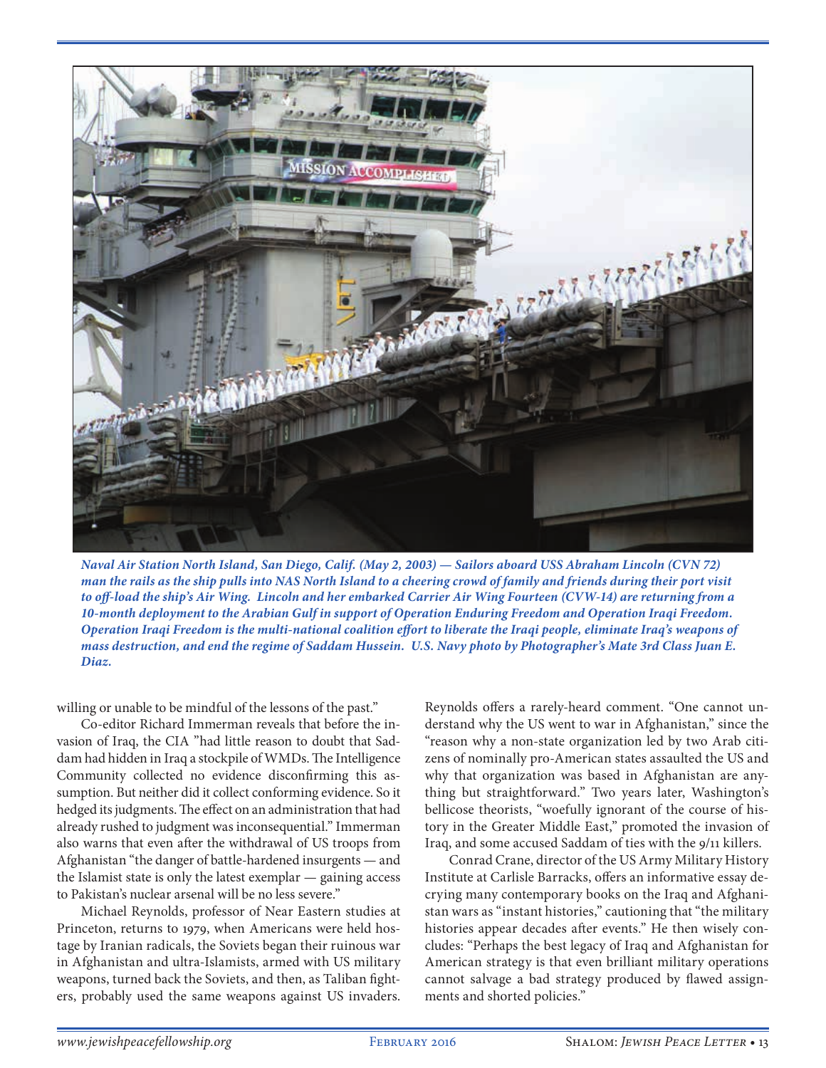*Naval Air Station North Island, San Diego, Calif. (May 2, 2003) — Sailors aboard USS Abraham Lincoln (CVN 72) man the rails as the ship pulls into NAS North Island to a cheering crowd of family and friends during their port visit to off-load the ship's Air Wing. Lincoln and her embarked Carrier Air Wing Fourteen (CVW-14) are returning from a 10-month deployment to the Arabian Gulf in support of Operation Enduring Freedom and Operation Iraqi Freedom. Operation Iraqi Freedom is the multi-national coalition effort to liberate the Iraqi people, eliminate Iraq's weapons of mass destruction, and end the regime of Saddam Hussein. U.S. Navy photo by Photographer's Mate 3rd Class Juan E. Diaz.*

willing or unable to be mindful of the lessons of the past."

Co-editor Richard Immerman reveals that before the invasion of Iraq, the CIA "had little reason to doubt that Saddam had hidden in Iraq a stockpile of WMDs. The Intelligence Community collected no evidence disconfirming this assumption. But neither did it collect conforming evidence. So it hedged its judgments. The effect on an administration that had already rushed to judgment was inconsequential." Immerman also warns that even after the withdrawal of US troops from Afghanistan "the danger of battle-hardened insurgents — and the Islamist state is only the latest exemplar — gaining access to Pakistan's nuclear arsenal will be no less severe."

Michael Reynolds, professor of Near Eastern studies at Princeton, returns to 1979, when Americans were held hostage by Iranian radicals, the Soviets began their ruinous war in Afghanistan and ultra-Islamists, armed with US military weapons, turned back the Soviets, and then, as Taliban fighters, probably used the same weapons against US invaders. Reynolds offers a rarely-heard comment. "One cannot understand why the US went to war in Afghanistan," since the "reason why a non-state organization led by two Arab citizens of nominally pro-American states assaulted the US and why that organization was based in Afghanistan are anything but straightforward." Two years later, Washington's bellicose theorists, "woefully ignorant of the course of history in the Greater Middle East," promoted the invasion of Iraq, and some accused Saddam of ties with the 9/11 killers.

Conrad Crane, director of the US Army Military History Institute at Carlisle Barracks, offers an informative essay decrying many contemporary books on the Iraq and Afghanistan wars as "instant histories," cautioning that "the military histories appear decades after events." He then wisely concludes: "Perhaps the best legacy of Iraq and Afghanistan for American strategy is that even brilliant military operations cannot salvage a bad strategy produced by flawed assignments and shorted policies."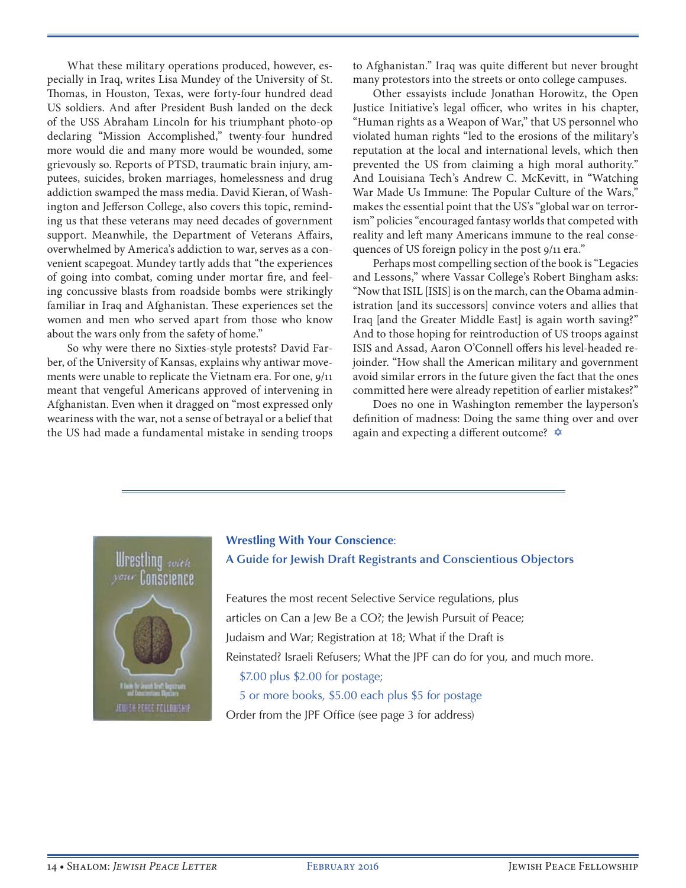What these military operations produced, however, especially in Iraq, writes Lisa Mundey of the University of St. Thomas, in Houston, Texas, were forty-four hundred dead US soldiers. And after President Bush landed on the deck of the USS Abraham Lincoln for his triumphant photo-op declaring "Mission Accomplished," twenty-four hundred more would die and many more would be wounded, some grievously so. Reports of PTSD, traumatic brain injury, amputees, suicides, broken marriages, homelessness and drug addiction swamped the mass media. David Kieran, of Washington and Jefferson College, also covers this topic, reminding us that these veterans may need decades of government support. Meanwhile, the Department of Veterans Affairs, overwhelmed by America's addiction to war, serves as a convenient scapegoat. Mundey tartly adds that "the experiences of going into combat, coming under mortar fire, and feeling concussive blasts from roadside bombs were strikingly familiar in Iraq and Afghanistan. These experiences set the women and men who served apart from those who know about the wars only from the safety of home."

So why were there no Sixties-style protests? David Farber, of the University of Kansas, explains why antiwar movements were unable to replicate the Vietnam era. For one, 9/11 meant that vengeful Americans approved of intervening in Afghanistan. Even when it dragged on "most expressed only weariness with the war, not a sense of betrayal or a belief that the US had made a fundamental mistake in sending troops to Afghanistan." Iraq was quite different but never brought many protestors into the streets or onto college campuses.

Other essayists include Jonathan Horowitz, the Open Justice Initiative's legal officer, who writes in his chapter, "Human rights as a Weapon of War," that US personnel who violated human rights "led to the erosions of the military's reputation at the local and international levels, which then prevented the US from claiming a high moral authority." And Louisiana Tech's Andrew C. McKevitt, in "Watching War Made Us Immune: The Popular Culture of the Wars," makes the essential point that the US's "global war on terrorism" policies "encouraged fantasy worlds that competed with reality and left many Americans immune to the real consequences of US foreign policy in the post 9/11 era."

Perhaps most compelling section of the book is "Legacies and Lessons," where Vassar College's Robert Bingham asks: "Now that ISIL [ISIS] is on the march, can the Obama administration [and its successors] convince voters and allies that Iraq [and the Greater Middle East] is again worth saving?" And to those hoping for reintroduction of US troops against ISIS and Assad, Aaron O'Connell offers his level-headed rejoinder. "How shall the American military and government avoid similar errors in the future given the fact that the ones committed here were already repetition of earlier mistakes?"

Does no one in Washington remember the layperson's definition of madness: Doing the same thing over and over again and expecting a different outcome? ✡

---

**Wrestling With Your Conscience**:
**A Guide for Jewish Draft Registrants and Conscientious Objectors**

Features the most recent Selective Service regulations, plus articles on Can a Jew Be a CO?; the Jewish Pursuit of Peace; Judaism and War; Registration at 18; What if the Draft is Reinstated? Israeli Refusers; What the JPF can do for you, and much more.

$7.00 plus $2.00 for postage;

5 or more books, $5.00 each plus $5 for postage

Order from the JPF Office (see page 3 for address)